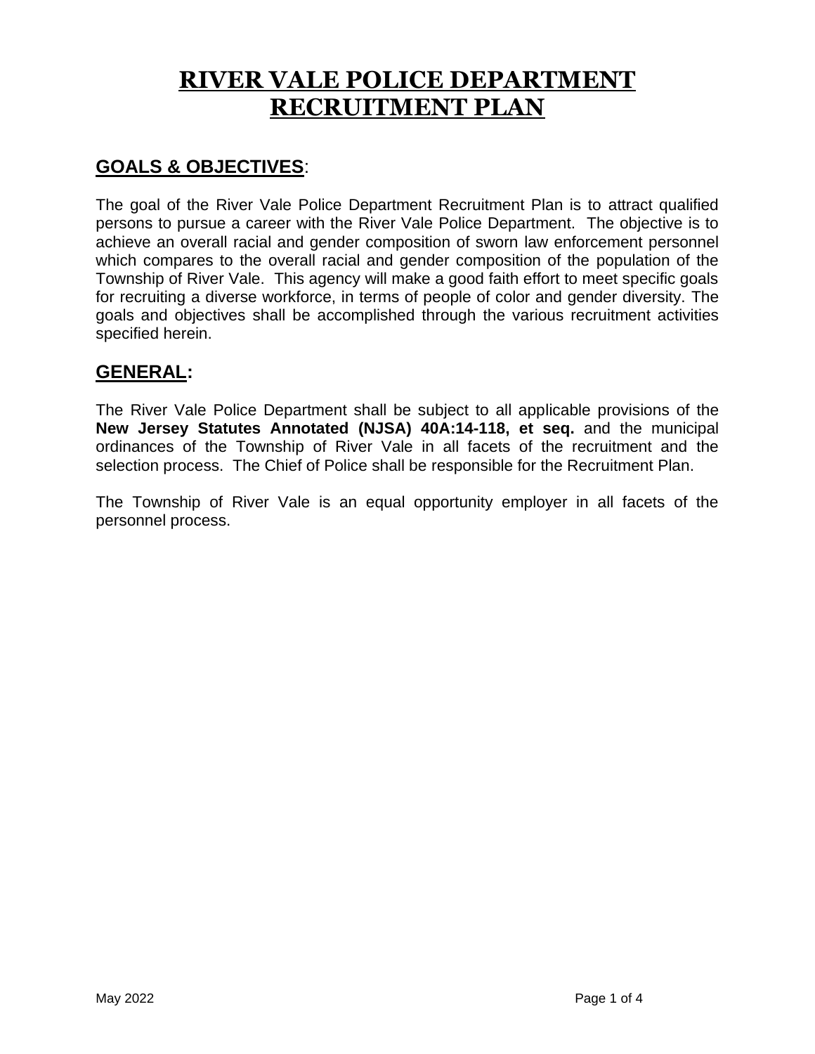# RIVER VALE POLICE DEPARTMENT RECRUITMENT PLAN

## GOALS & OBJECTIVES:

The goal of the River Vale Police Department Recruitment Plan is to attract qualified persons to pursue a career with the River Vale Police Department. The objective is to achieve an overall racial and gender composition of sworn law enforcement personnel which compares to the overall racial and gender composition of the population of the Township of River Vale. This agency will make a good faith effort to meet specific goals for recruiting a diverse workforce, in terms of people of color and gender diversity. The goals and objectives shall be accomplished through the various recruitment activities specified herein.

## GENERAL:

The River Vale Police Department shall be subject to all applicable provisions of the **New Jersey Statutes Annotated (NJSA) 40A:14-118, et seq.** and the municipal ordinances of the Township of River Vale in all facets of the recruitment and the selection process. The Chief of Police shall be responsible for the Recruitment Plan.

The Township of River Vale is an equal opportunity employer in all facets of the personnel process.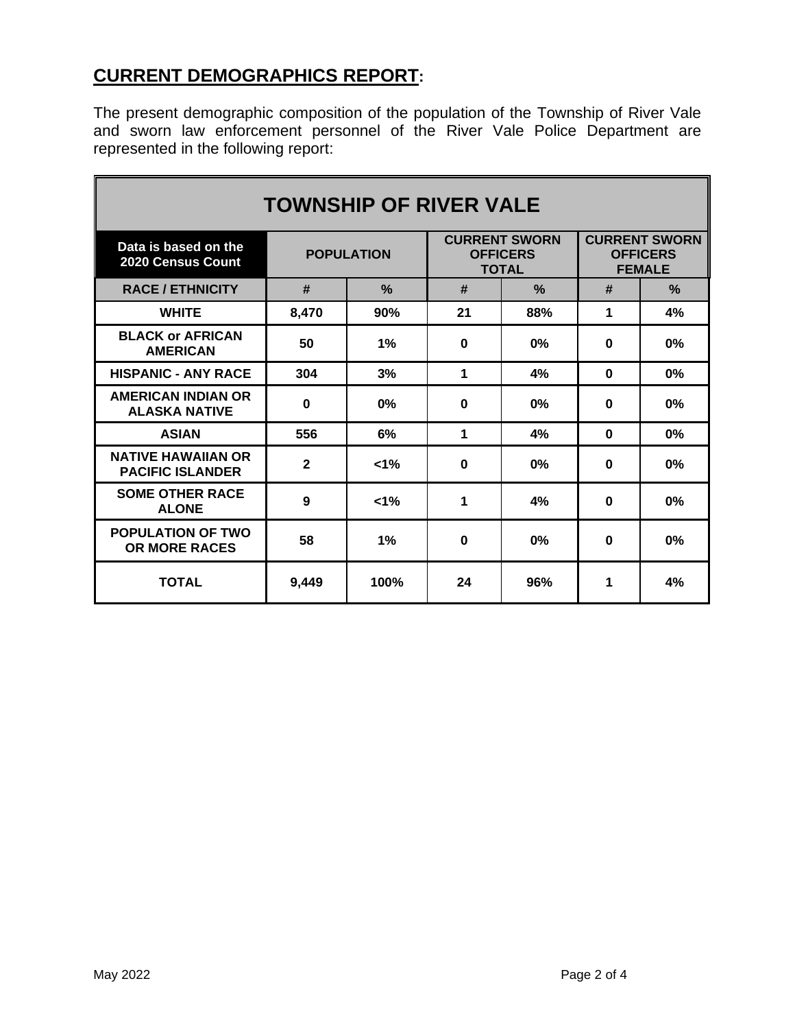## CURRENT DEMOGRAPHICS REPORT:

The present demographic composition of the population of the Township of River Vale and sworn law enforcement personnel of the River Vale Police Department are represented in the following report:

| TOWNSHIP OF RIVER VALE | | | | | | |
|---|---|---|---|---|---|---|
| **Data is based on the 2020 Census Count** | **POPULATION** | | **CURRENT SWORN OFFICERS TOTAL** | | **CURRENT SWORN OFFICERS FEMALE** | |
| **RACE / ETHNICITY** | **#** | **%** | **#** | **%** | **#** | **%** |
| **WHITE** | **8,470** | **90%** | **21** | **88%** | **1** | **4%** |
| **BLACK or AFRICAN AMERICAN** | **50** | **1%** | **0** | **0%** | **0** | **0%** |
| **HISPANIC - ANY RACE** | **304** | **3%** | **1** | **4%** | **0** | **0%** |
| **AMERICAN INDIAN OR ALASKA NATIVE** | **0** | **0%** | **0** | **0%** | **0** | **0%** |
| **ASIAN** | **556** | **6%** | **1** | **4%** | **0** | **0%** |
| **NATIVE HAWAIIAN OR PACIFIC ISLANDER** | **2** | **<1%** | **0** | **0%** | **0** | **0%** |
| **SOME OTHER RACE ALONE** | **9** | **<1%** | **1** | **4%** | **0** | **0%** |
| **POPULATION OF TWO OR MORE RACES** | **58** | **1%** | **0** | **0%** | **0** | **0%** |
| **TOTAL** | **9,449** | **100%** | **24** | **96%** | **1** | **4%** |

May 2022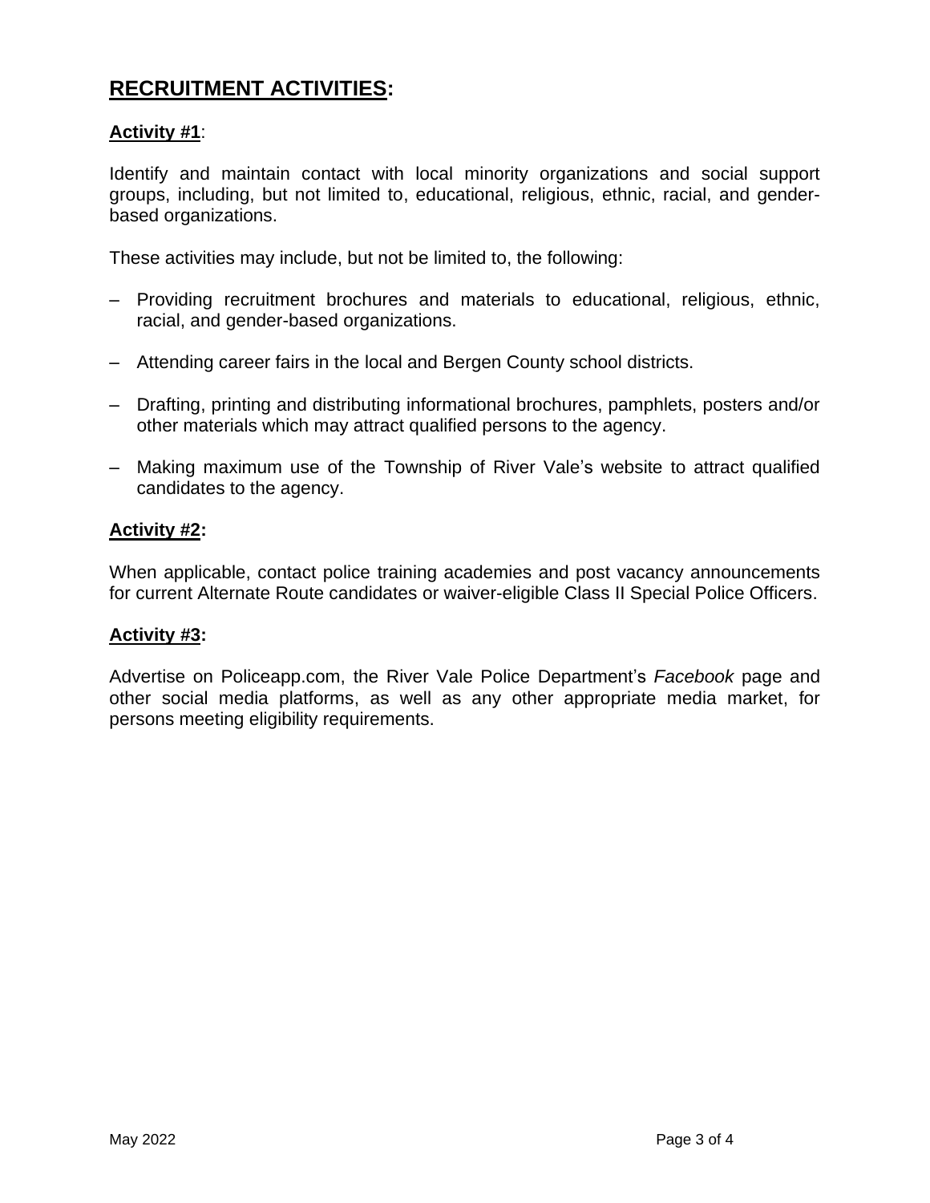## RECRUITMENT ACTIVITIES:

**Activity #1**:

Identify and maintain contact with local minority organizations and social support groups, including, but not limited to, educational, religious, ethnic, racial, and gender-based organizations.

These activities may include, but not be limited to, the following:

- Providing recruitment brochures and materials to educational, religious, ethnic, racial, and gender-based organizations.
- Attending career fairs in the local and Bergen County school districts.
- Drafting, printing and distributing informational brochures, pamphlets, posters and/or other materials which may attract qualified persons to the agency.
- Making maximum use of the Township of River Vale's website to attract qualified candidates to the agency.

**Activity #2:**

When applicable, contact police training academies and post vacancy announcements for current Alternate Route candidates or waiver-eligible Class II Special Police Officers.

**Activity #3:**

Advertise on Policeapp.com, the River Vale Police Department's *Facebook* page and other social media platforms, as well as any other appropriate media market, for persons meeting eligibility requirements.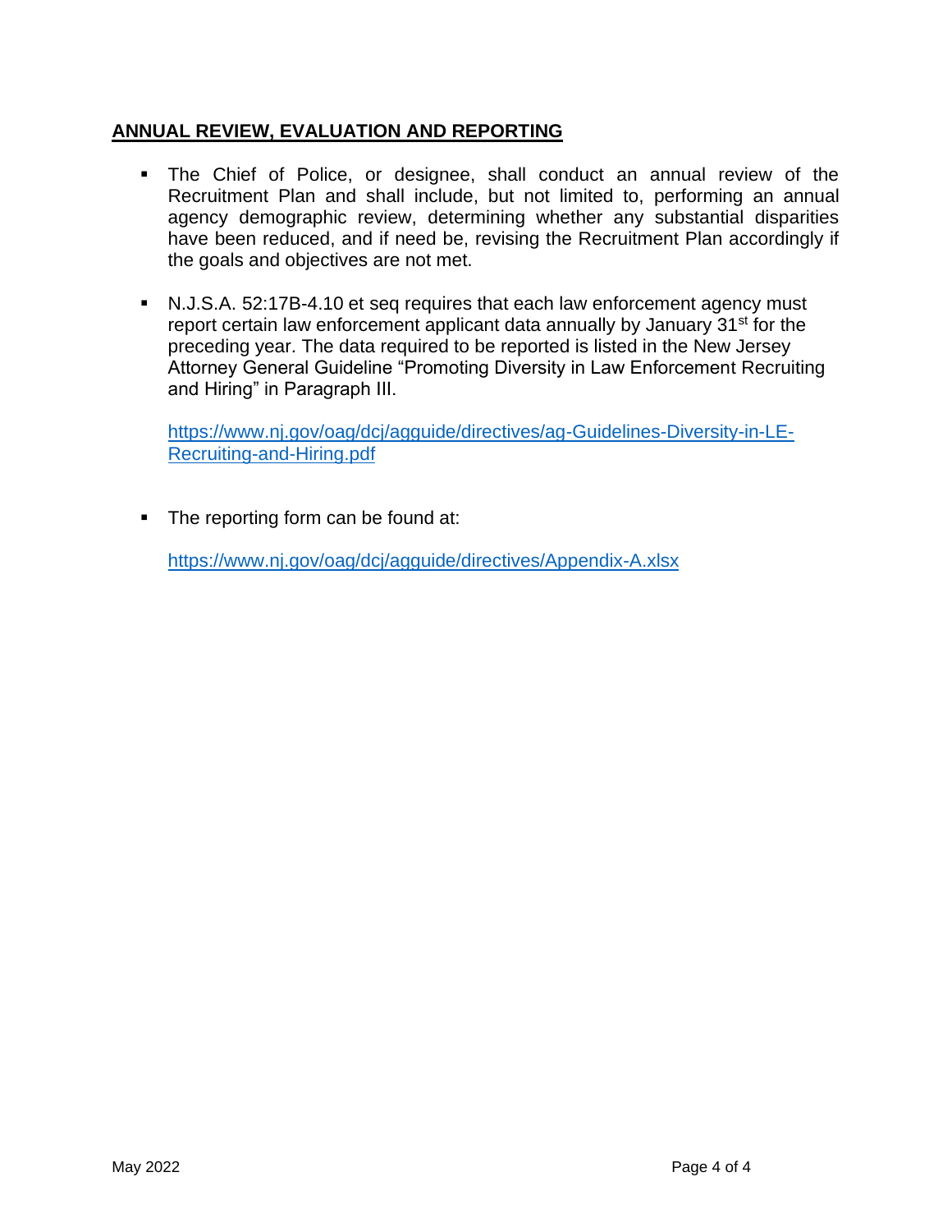## ANNUAL REVIEW, EVALUATION AND REPORTING

- The Chief of Police, or designee, shall conduct an annual review of the Recruitment Plan and shall include, but not limited to, performing an annual agency demographic review, determining whether any substantial disparities have been reduced, and if need be, revising the Recruitment Plan accordingly if the goals and objectives are not met.

- N.J.S.A. 52:17B-4.10 et seq requires that each law enforcement agency must report certain law enforcement applicant data annually by January 31st for the preceding year. The data required to be reported is listed in the New Jersey Attorney General Guideline "Promoting Diversity in Law Enforcement Recruiting and Hiring" in Paragraph III.

  https://www.nj.gov/oag/dcj/agguide/directives/ag-Guidelines-Diversity-in-LE-Recruiting-and-Hiring.pdf

- The reporting form can be found at:

  https://www.nj.gov/oag/dcj/agguide/directives/Appendix-A.xlsx

May 2022